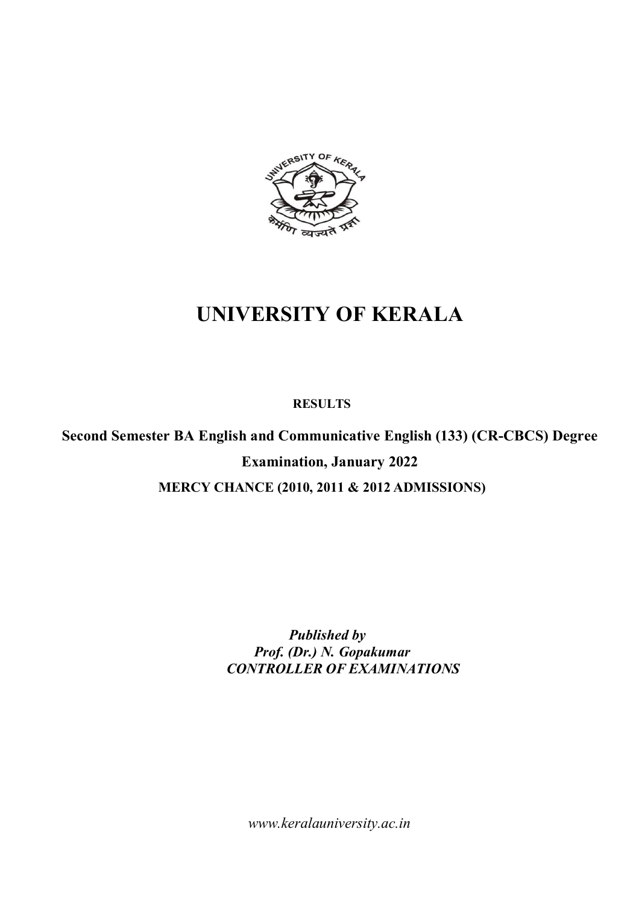# UNIVERSITY OF KERALA

**RESULTS**

**Second Semester BA English and Communicative English (133) (CR-CBCS) Degree Examination, January 2022**

**MERCY CHANCE (2010, 2011 & 2012 ADMISSIONS)**

***Published by***
***Prof. (Dr.) N. Gopakumar***
***CONTROLLER OF EXAMINATIONS***

*www.keralauniversity.ac.in*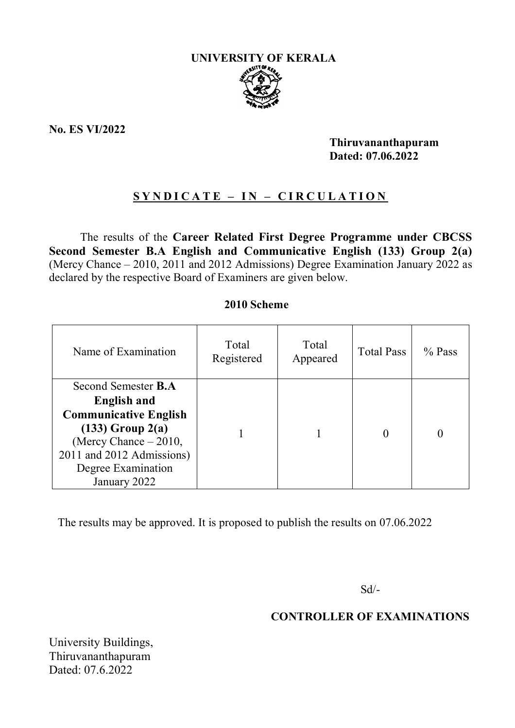# UNIVERSITY OF KERALA

**No. ES VI/2022**

**Thiruvananthapuram**
**Dated: 07.06.2022**

## S Y N D I C A T E – I N – C I R C U L A T I O N

The results of the **Career Related First Degree Programme under CBCSS Second Semester B.A English and Communicative English (133) Group 2(a)** (Mercy Chance – 2010, 2011 and 2012 Admissions) Degree Examination January 2022 as declared by the respective Board of Examiners are given below.

**2010 Scheme**

| Name of Examination | Total Registered | Total Appeared | Total Pass | % Pass |
|---|---|---|---|---|
| Second Semester **B.A English and Communicative English (133) Group 2(a)** (Mercy Chance – 2010, 2011 and 2012 Admissions) Degree Examination January 2022 | 1 | 1 | 0 | 0 |

The results may be approved. It is proposed to publish the results on 07.06.2022

Sd/-

**CONTROLLER OF EXAMINATIONS**

University Buildings,
Thiruvananthapuram
Dated: 07.6.2022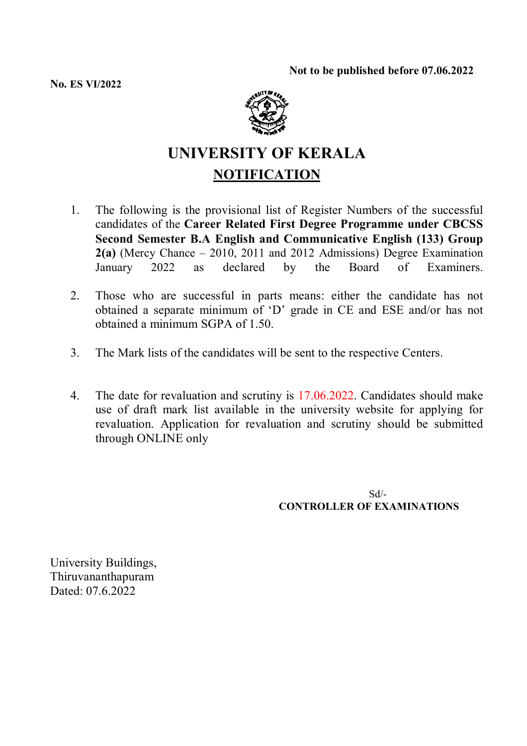**Not to be published before 07.06.2022**

**No. ES VI/2022**

# UNIVERSITY OF KERALA

## NOTIFICATION

1. The following is the provisional list of Register Numbers of the successful candidates of the **Career Related First Degree Programme under CBCSS Second Semester B.A English and Communicative English (133) Group 2(a)** (Mercy Chance – 2010, 2011 and 2012 Admissions) Degree Examination January 2022 as declared by the Board of Examiners.

2. Those who are successful in parts means: either the candidate has not obtained a separate minimum of 'D' grade in CE and ESE and/or has not obtained a minimum SGPA of 1.50.

3. The Mark lists of the candidates will be sent to the respective Centers.

4. The date for revaluation and scrutiny is 17.06.2022. Candidates should make use of draft mark list available in the university website for applying for revaluation. Application for revaluation and scrutiny should be submitted through ONLINE only

Sd/-
**CONTROLLER OF EXAMINATIONS**

University Buildings,
Thiruvananthapuram
Dated: 07.6.2022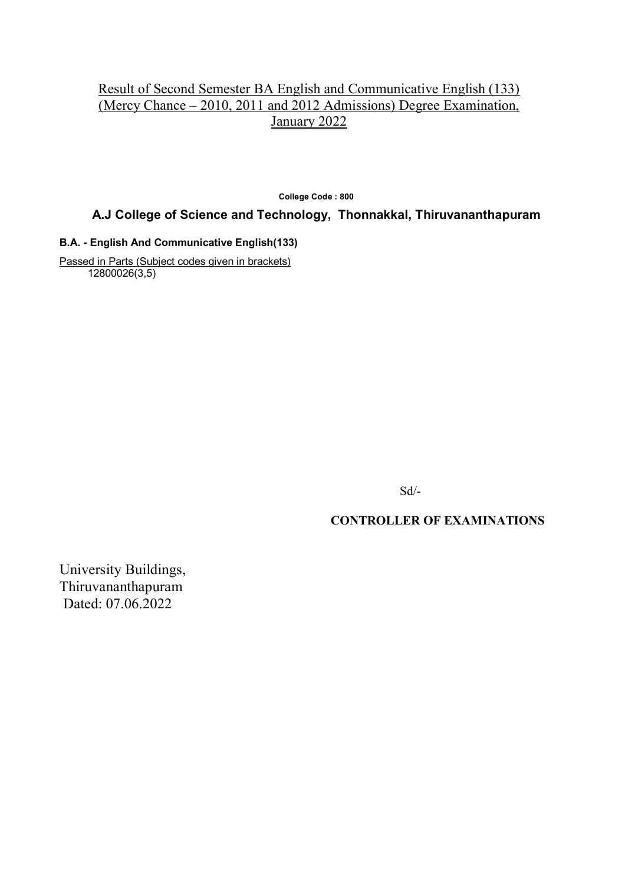# Result of Second Semester BA English and Communicative English (133) (Mercy Chance – 2010, 2011 and 2012 Admissions) Degree Examination, January 2022

**College Code : 800**

## A.J College of Science and Technology, Thonnakkal, Thiruvananthapuram

**B.A. - English And Communicative English(133)**

Passed in Parts (Subject codes given in brackets)

12800026(3,5)

Sd/-

**CONTROLLER OF EXAMINATIONS**

University Buildings,
Thiruvananthapuram
Dated: 07.06.2022